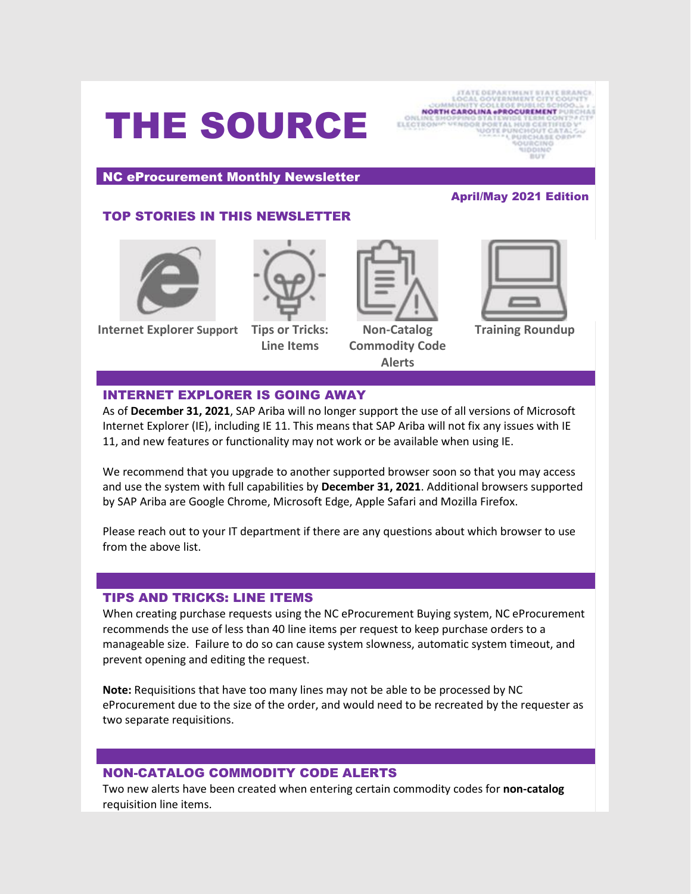# THE SOURCE

## NC eProcurement Monthly Newsletter

**April/May 2021 Edition**

### TOP STORIES IN THIS NEWSLETTER

- Internet Explorer Support
- Tips or Tricks: Line Items
- Non-Catalog Commodity Code Alerts
- Training Roundup

### INTERNET EXPLORER IS GOING AWAY

As of **December 31, 2021**, SAP Ariba will no longer support the use of all versions of Microsoft Internet Explorer (IE), including IE 11. This means that SAP Ariba will not fix any issues with IE 11, and new features or functionality may not work or be available when using IE.

We recommend that you upgrade to another supported browser soon so that you may access and use the system with full capabilities by **December 31, 2021**. Additional browsers supported by SAP Ariba are Google Chrome, Microsoft Edge, Apple Safari and Mozilla Firefox.

Please reach out to your IT department if there are any questions about which browser to use from the above list.

### TIPS AND TRICKS: LINE ITEMS

When creating purchase requests using the NC eProcurement Buying system, NC eProcurement recommends the use of less than 40 line items per request to keep purchase orders to a manageable size. Failure to do so can cause system slowness, automatic system timeout, and prevent opening and editing the request.

**Note:** Requisitions that have too many lines may not be able to be processed by NC eProcurement due to the size of the order, and would need to be recreated by the requester as two separate requisitions.

### NON-CATALOG COMMODITY CODE ALERTS

Two new alerts have been created when entering certain commodity codes for **non-catalog** requisition line items.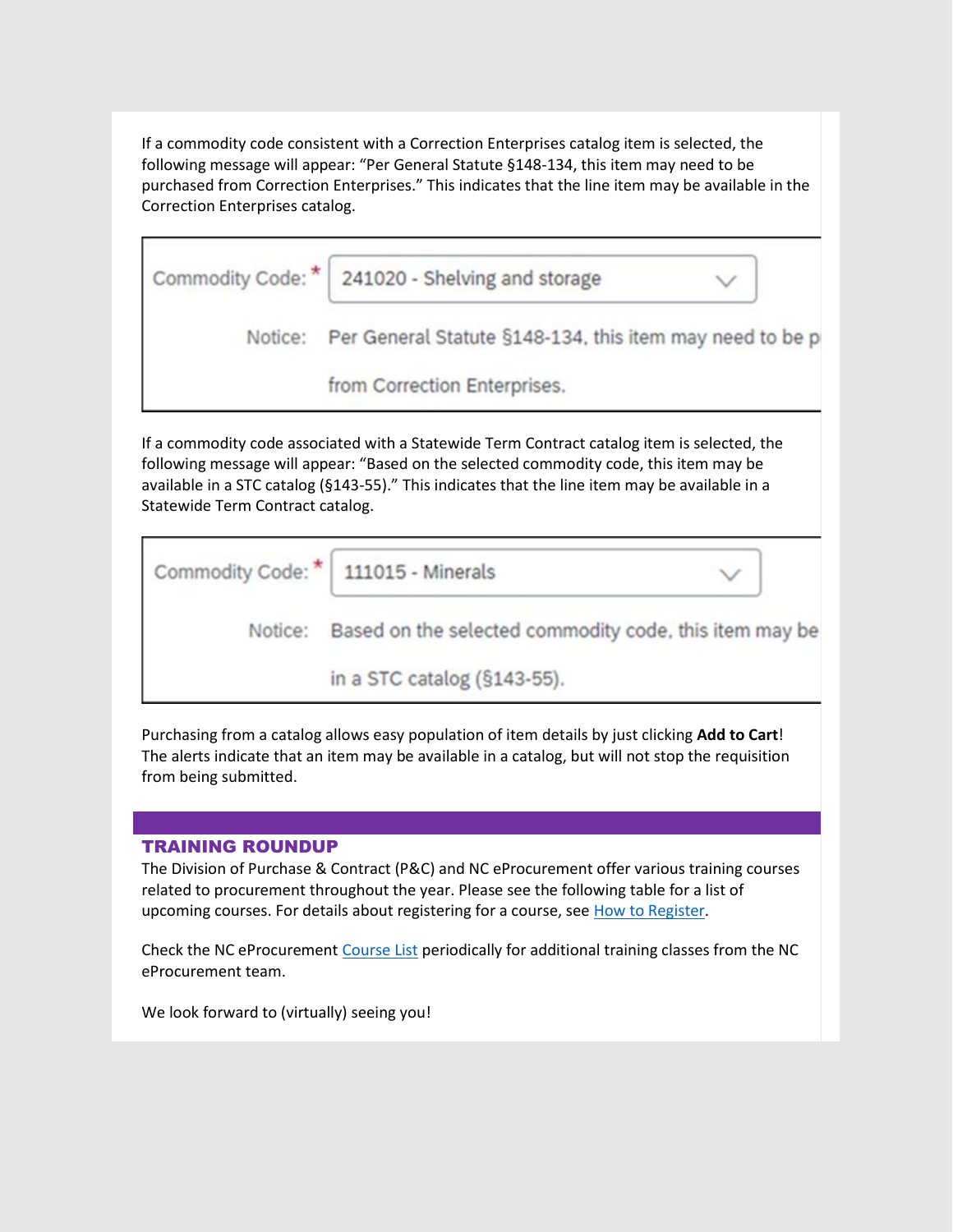If a commodity code consistent with a Correction Enterprises catalog item is selected, the following message will appear: "Per General Statute §148-134, this item may need to be purchased from Correction Enterprises." This indicates that the line item may be available in the Correction Enterprises catalog.

Commodity Code: * 241020 - Shelving and storage

Notice: Per General Statute §148-134, this item may need to be p from Correction Enterprises.

If a commodity code associated with a Statewide Term Contract catalog item is selected, the following message will appear: "Based on the selected commodity code, this item may be available in a STC catalog (§143-55)." This indicates that the line item may be available in a Statewide Term Contract catalog.

Commodity Code: * 111015 - Minerals

Notice: Based on the selected commodity code, this item may be in a STC catalog (§143-55).

Purchasing from a catalog allows easy population of item details by just clicking **Add to Cart**! The alerts indicate that an item may be available in a catalog, but will not stop the requisition from being submitted.

## TRAINING ROUNDUP

The Division of Purchase & Contract (P&C) and NC eProcurement offer various training courses related to procurement throughout the year. Please see the following table for a list of upcoming courses. For details about registering for a course, see How to Register.

Check the NC eProcurement Course List periodically for additional training classes from the NC eProcurement team.

We look forward to (virtually) seeing you!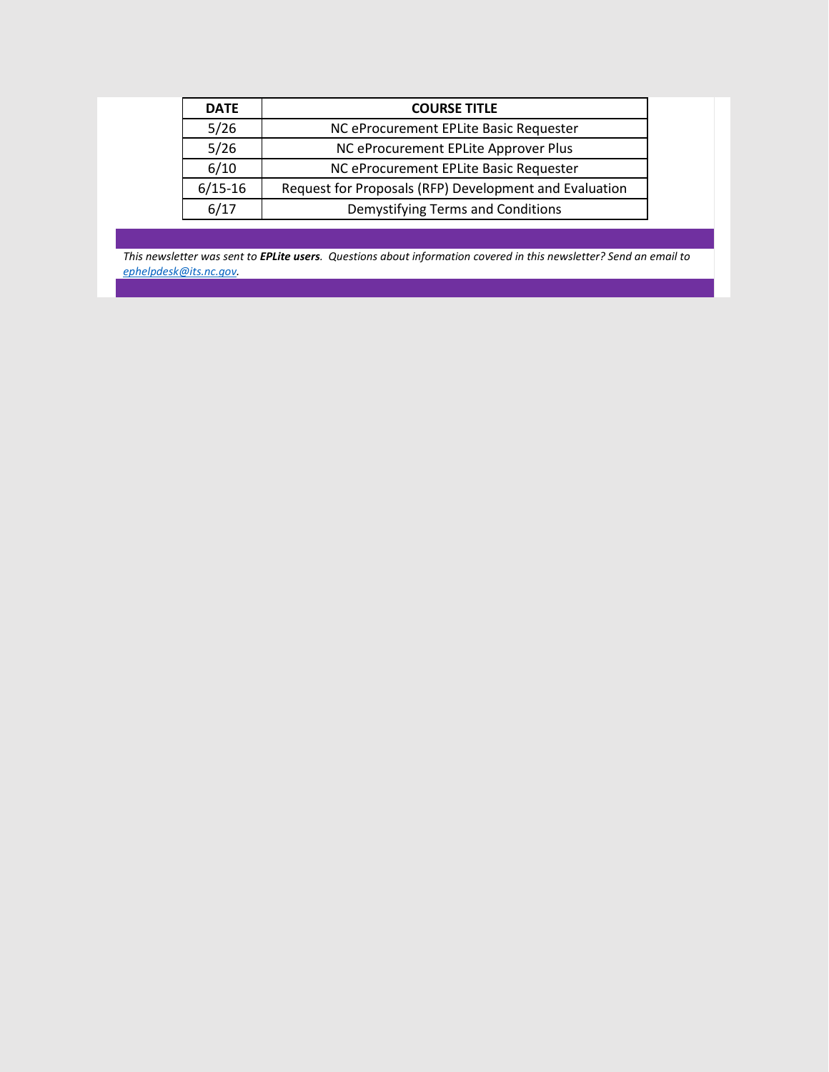| DATE | COURSE TITLE |
|---|---|
| 5/26 | NC eProcurement EPLite Basic Requester |
| 5/26 | NC eProcurement EPLite Approver Plus |
| 6/10 | NC eProcurement EPLite Basic Requester |
| 6/15-16 | Request for Proposals (RFP) Development and Evaluation |
| 6/17 | Demystifying Terms and Conditions |

*This newsletter was sent to **EPLite users**. Questions about information covered in this newsletter? Send an email to [ephelpdesk@its.nc.gov](mailto:ephelpdesk@its.nc.gov).*